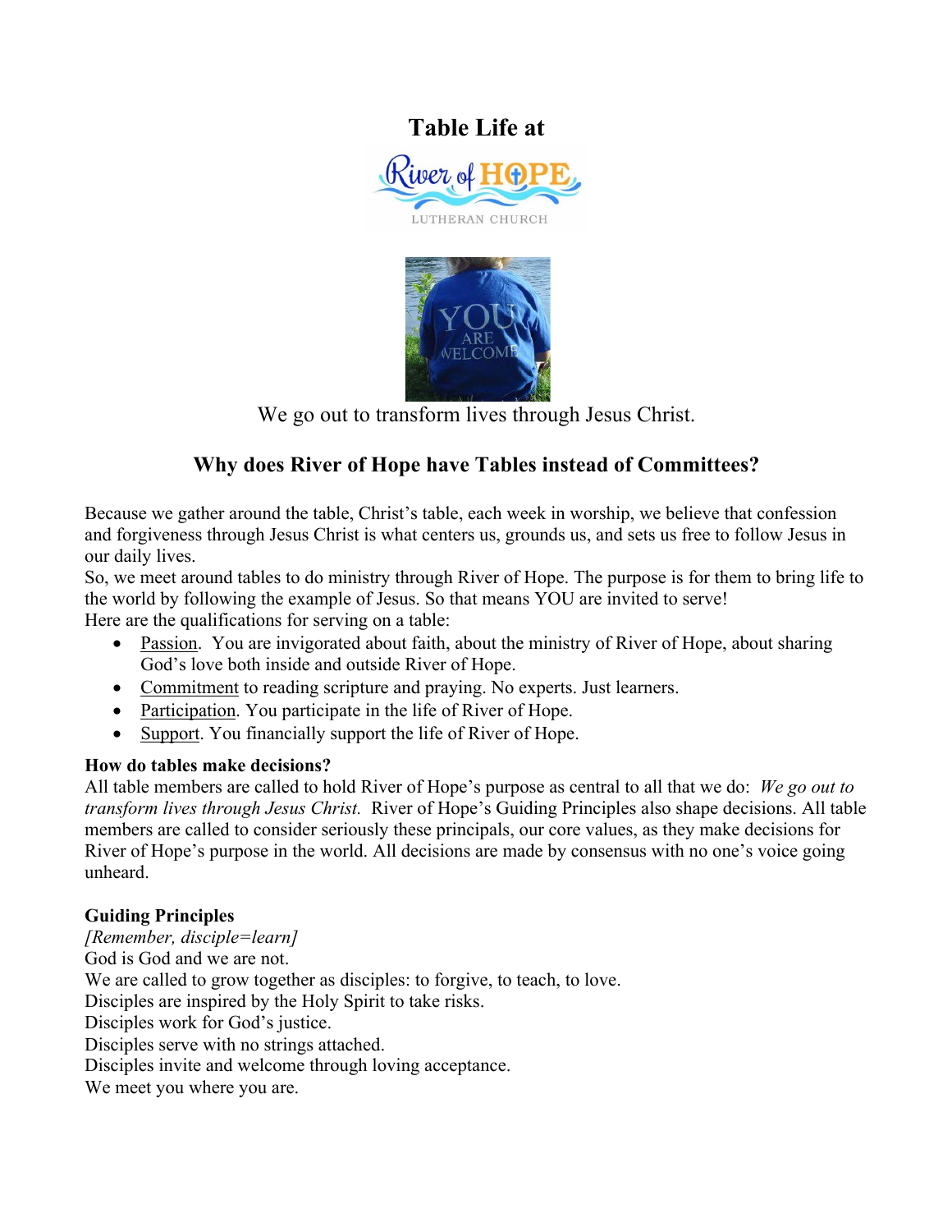# Table Life at

River of HOPE
LUTHERAN CHURCH

We go out to transform lives through Jesus Christ.

## Why does River of Hope have Tables instead of Committees?

Because we gather around the table, Christ's table, each week in worship, we believe that confession and forgiveness through Jesus Christ is what centers us, grounds us, and sets us free to follow Jesus in our daily lives.
So, we meet around tables to do ministry through River of Hope. The purpose is for them to bring life to the world by following the example of Jesus. So that means YOU are invited to serve!
Here are the qualifications for serving on a table:

- <u>Passion</u>. You are invigorated about faith, about the ministry of River of Hope, about sharing God's love both inside and outside River of Hope.
- <u>Commitment</u> to reading scripture and praying. No experts. Just learners.
- <u>Participation</u>. You participate in the life of River of Hope.
- <u>Support</u>. You financially support the life of River of Hope.

**How do tables make decisions?**
All table members are called to hold River of Hope's purpose as central to all that we do: *We go out to transform lives through Jesus Christ.* River of Hope's Guiding Principles also shape decisions. All table members are called to consider seriously these principals, our core values, as they make decisions for River of Hope's purpose in the world. All decisions are made by consensus with no one's voice going unheard.

**Guiding Principles**
*[Remember, disciple=learn]*
God is God and we are not.
We are called to grow together as disciples: to forgive, to teach, to love.
Disciples are inspired by the Holy Spirit to take risks.
Disciples work for God's justice.
Disciples serve with no strings attached.
Disciples invite and welcome through loving acceptance.
We meet you where you are.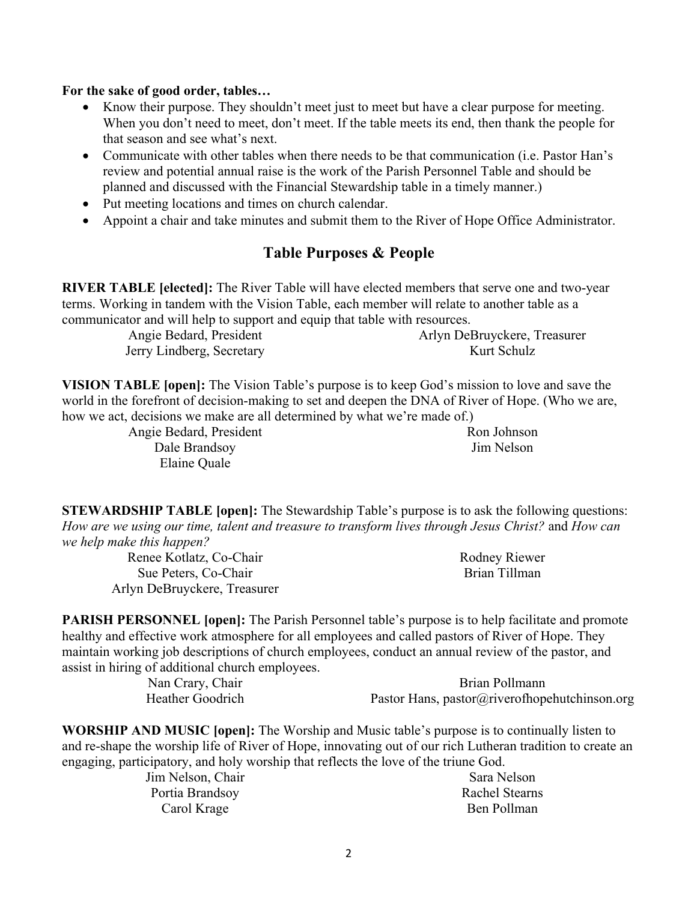**For the sake of good order, tables…**

- Know their purpose. They shouldn't meet just to meet but have a clear purpose for meeting. When you don't need to meet, don't meet. If the table meets its end, then thank the people for that season and see what's next.
- Communicate with other tables when there needs to be that communication (i.e. Pastor Han's review and potential annual raise is the work of the Parish Personnel Table and should be planned and discussed with the Financial Stewardship table in a timely manner.)
- Put meeting locations and times on church calendar.
- Appoint a chair and take minutes and submit them to the River of Hope Office Administrator.

## Table Purposes & People

**RIVER TABLE [elected]:** The River Table will have elected members that serve one and two-year terms. Working in tandem with the Vision Table, each member will relate to another table as a communicator and will help to support and equip that table with resources.

Angie Bedard, President
Jerry Lindberg, Secretary
Arlyn DeBruyckere, Treasurer
Kurt Schulz

**VISION TABLE [open]:** The Vision Table's purpose is to keep God's mission to love and save the world in the forefront of decision-making to set and deepen the DNA of River of Hope. (Who we are, how we act, decisions we make are all determined by what we're made of.)

Angie Bedard, President
Dale Brandsoy
Elaine Quale
Ron Johnson
Jim Nelson

**STEWARDSHIP TABLE [open]:** The Stewardship Table's purpose is to ask the following questions: *How are we using our time, talent and treasure to transform lives through Jesus Christ?* and *How can we help make this happen?*

Renee Kotlatz, Co-Chair
Sue Peters, Co-Chair
Arlyn DeBruyckere, Treasurer
Rodney Riewer
Brian Tillman

**PARISH PERSONNEL [open]:** The Parish Personnel table's purpose is to help facilitate and promote healthy and effective work atmosphere for all employees and called pastors of River of Hope. They maintain working job descriptions of church employees, conduct an annual review of the pastor, and assist in hiring of additional church employees.

Nan Crary, Chair
Heather Goodrich
Brian Pollmann
Pastor Hans, pastor@riverofhopehutchinson.org

**WORSHIP AND MUSIC [open]:** The Worship and Music table's purpose is to continually listen to and re-shape the worship life of River of Hope, innovating out of our rich Lutheran tradition to create an engaging, participatory, and holy worship that reflects the love of the triune God.

Jim Nelson, Chair
Portia Brandsoy
Carol Krage
Sara Nelson
Rachel Stearns
Ben Pollman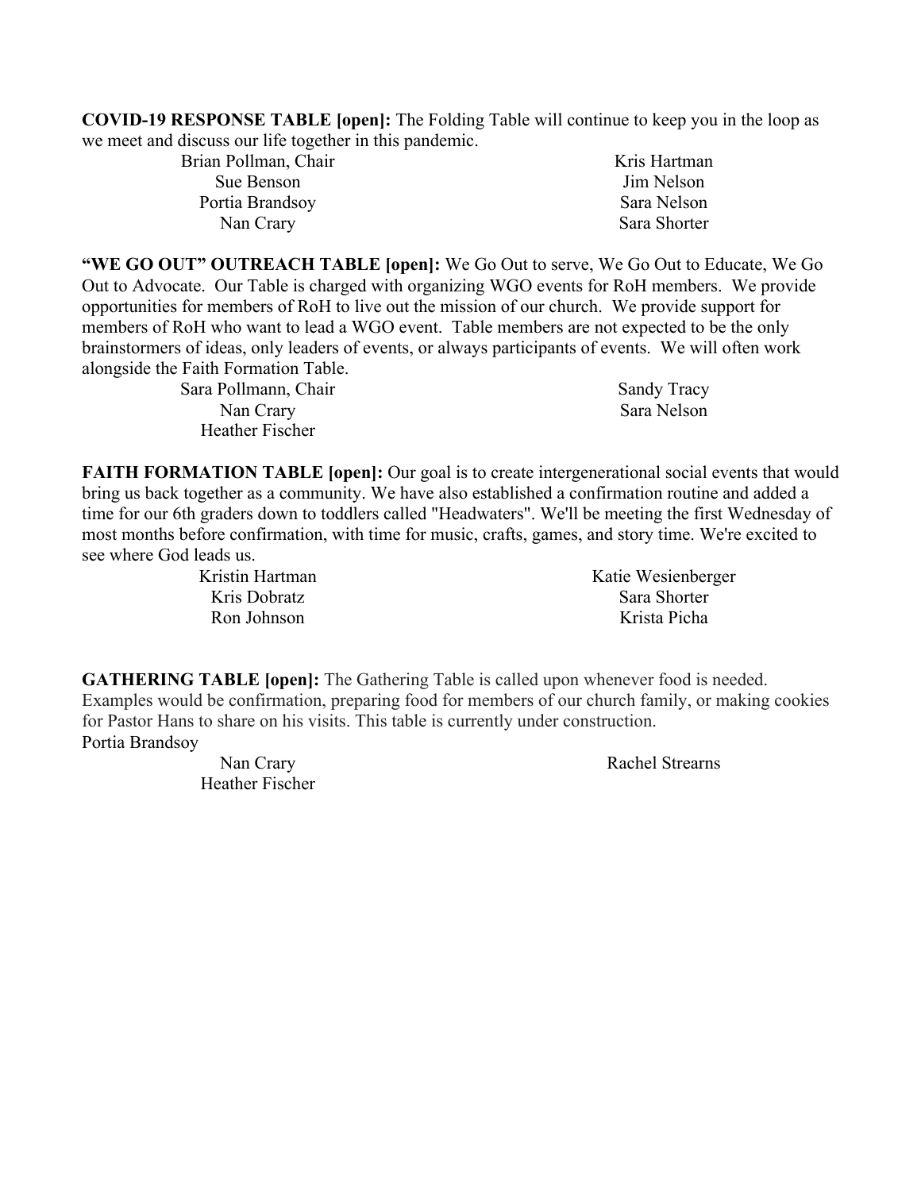**COVID-19 RESPONSE TABLE [open]:** The Folding Table will continue to keep you in the loop as we meet and discuss our life together in this pandemic.

| | |
|---|---|
| Brian Pollman, Chair | Kris Hartman |
| Sue Benson | Jim Nelson |
| Portia Brandsoy | Sara Nelson |
| Nan Crary | Sara Shorter |

**"WE GO OUT" OUTREACH TABLE [open]:** We Go Out to serve, We Go Out to Educate, We Go Out to Advocate. Our Table is charged with organizing WGO events for RoH members. We provide opportunities for members of RoH to live out the mission of our church. We provide support for members of RoH who want to lead a WGO event. Table members are not expected to be the only brainstormers of ideas, only leaders of events, or always participants of events. We will often work alongside the Faith Formation Table.

| | |
|---|---|
| Sara Pollmann, Chair | Sandy Tracy |
| Nan Crary | Sara Nelson |
| Heather Fischer | |

**FAITH FORMATION TABLE [open]:** Our goal is to create intergenerational social events that would bring us back together as a community. We have also established a confirmation routine and added a time for our 6th graders down to toddlers called "Headwaters". We'll be meeting the first Wednesday of most months before confirmation, with time for music, crafts, games, and story time. We're excited to see where God leads us.

| | |
|---|---|
| Kristin Hartman | Katie Wesienberger |
| Kris Dobratz | Sara Shorter |
| Ron Johnson | Krista Picha |

**GATHERING TABLE [open]:** The Gathering Table is called upon whenever food is needed. Examples would be confirmation, preparing food for members of our church family, or making cookies for Pastor Hans to share on his visits. This table is currently under construction.

Portia Brandsoy

| | |
|---|---|
| Nan Crary | Rachel Strearns |
| Heather Fischer | |